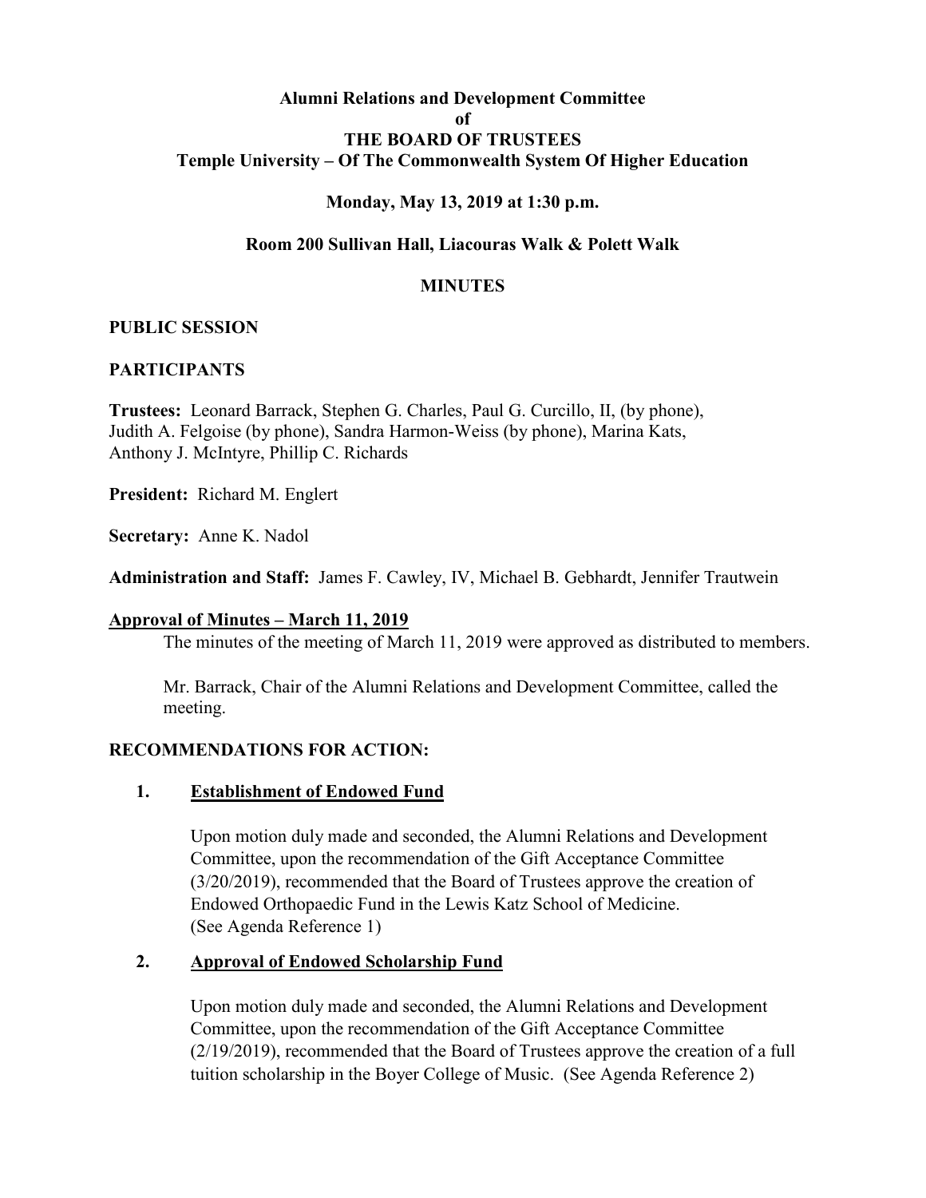**Alumni Relations and Development Committee**
**of**
**THE BOARD OF TRUSTEES**
**Temple University – Of The Commonwealth System Of Higher Education**

**Monday, May 13, 2019 at 1:30 p.m.**

**Room 200 Sullivan Hall, Liacouras Walk & Polett Walk**

**MINUTES**

**PUBLIC SESSION**

**PARTICIPANTS**

**Trustees:** Leonard Barrack, Stephen G. Charles, Paul G. Curcillo, II, (by phone), Judith A. Felgoise (by phone), Sandra Harmon-Weiss (by phone), Marina Kats, Anthony J. McIntyre, Phillip C. Richards

**President:** Richard M. Englert

**Secretary:** Anne K. Nadol

**Administration and Staff:** James F. Cawley, IV, Michael B. Gebhardt, Jennifer Trautwein

**Approval of Minutes – March 11, 2019**

The minutes of the meeting of March 11, 2019 were approved as distributed to members.

Mr. Barrack, Chair of the Alumni Relations and Development Committee, called the meeting.

**RECOMMENDATIONS FOR ACTION:**

1. **Establishment of Endowed Fund**

   Upon motion duly made and seconded, the Alumni Relations and Development Committee, upon the recommendation of the Gift Acceptance Committee (3/20/2019), recommended that the Board of Trustees approve the creation of Endowed Orthopaedic Fund in the Lewis Katz School of Medicine. (See Agenda Reference 1)

2. **Approval of Endowed Scholarship Fund**

   Upon motion duly made and seconded, the Alumni Relations and Development Committee, upon the recommendation of the Gift Acceptance Committee (2/19/2019), recommended that the Board of Trustees approve the creation of a full tuition scholarship in the Boyer College of Music. (See Agenda Reference 2)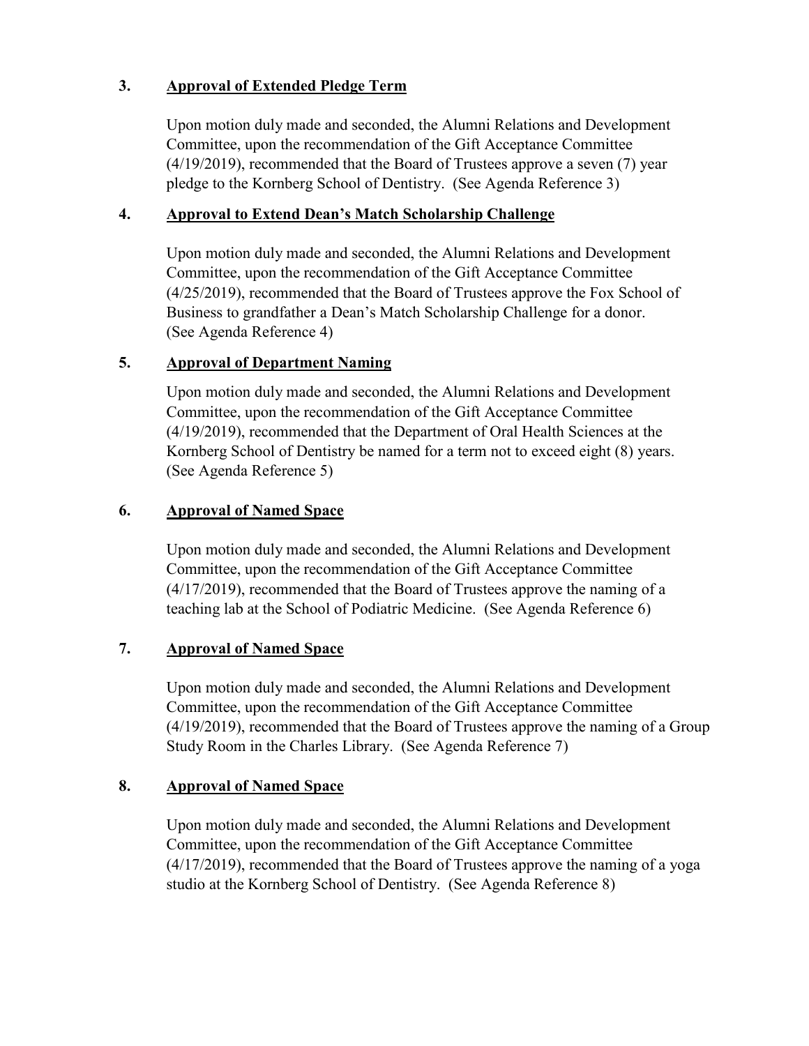**3. Approval of Extended Pledge Term**

Upon motion duly made and seconded, the Alumni Relations and Development Committee, upon the recommendation of the Gift Acceptance Committee (4/19/2019), recommended that the Board of Trustees approve a seven (7) year pledge to the Kornberg School of Dentistry. (See Agenda Reference 3)

**4. Approval to Extend Dean's Match Scholarship Challenge**

Upon motion duly made and seconded, the Alumni Relations and Development Committee, upon the recommendation of the Gift Acceptance Committee (4/25/2019), recommended that the Board of Trustees approve the Fox School of Business to grandfather a Dean's Match Scholarship Challenge for a donor. (See Agenda Reference 4)

**5. Approval of Department Naming**

Upon motion duly made and seconded, the Alumni Relations and Development Committee, upon the recommendation of the Gift Acceptance Committee (4/19/2019), recommended that the Department of Oral Health Sciences at the Kornberg School of Dentistry be named for a term not to exceed eight (8) years. (See Agenda Reference 5)

**6. Approval of Named Space**

Upon motion duly made and seconded, the Alumni Relations and Development Committee, upon the recommendation of the Gift Acceptance Committee (4/17/2019), recommended that the Board of Trustees approve the naming of a teaching lab at the School of Podiatric Medicine. (See Agenda Reference 6)

**7. Approval of Named Space**

Upon motion duly made and seconded, the Alumni Relations and Development Committee, upon the recommendation of the Gift Acceptance Committee (4/19/2019), recommended that the Board of Trustees approve the naming of a Group Study Room in the Charles Library. (See Agenda Reference 7)

**8. Approval of Named Space**

Upon motion duly made and seconded, the Alumni Relations and Development Committee, upon the recommendation of the Gift Acceptance Committee (4/17/2019), recommended that the Board of Trustees approve the naming of a yoga studio at the Kornberg School of Dentistry. (See Agenda Reference 8)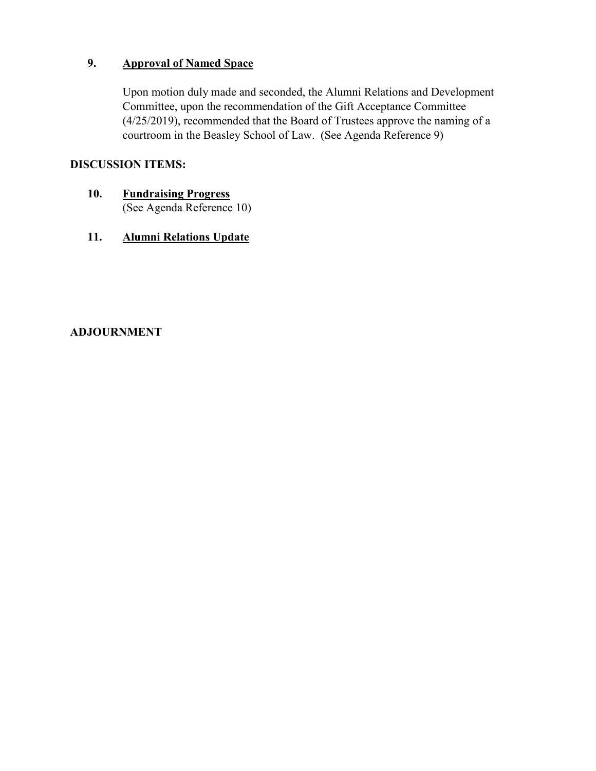9. **Approval of Named Space**

Upon motion duly made and seconded, the Alumni Relations and Development Committee, upon the recommendation of the Gift Acceptance Committee (4/25/2019), recommended that the Board of Trustees approve the naming of a courtroom in the Beasley School of Law. (See Agenda Reference 9)

**DISCUSSION ITEMS:**

10. **Fundraising Progress**
(See Agenda Reference 10)

11. **Alumni Relations Update**

**ADJOURNMENT**